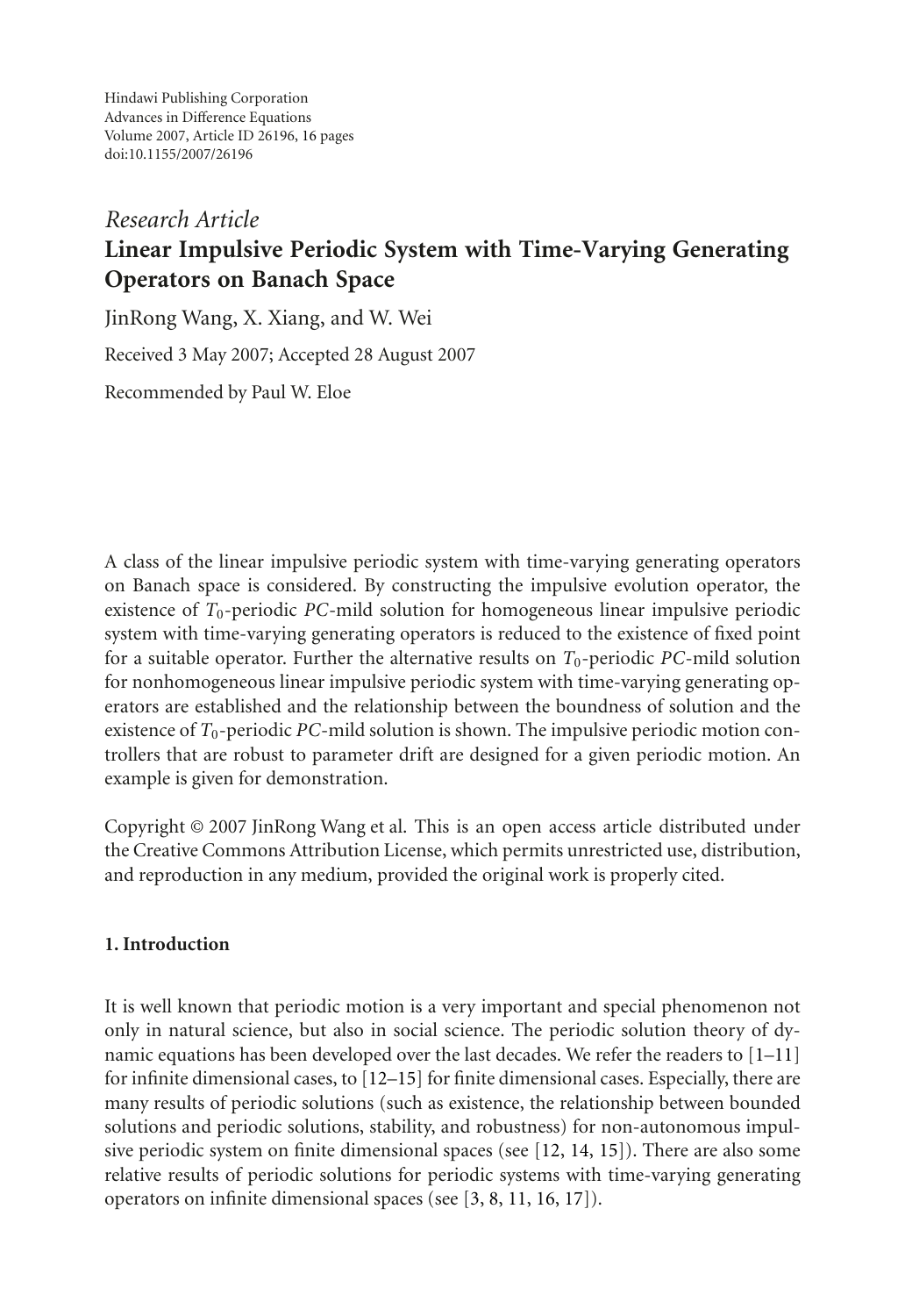Hindawi Publishing Corporation
Advances in Difference Equations
Volume 2007, Article ID 26196, 16 pages
doi:10.1155/2007/26196

*Research Article*

# Linear Impulsive Periodic System with Time-Varying Generating Operators on Banach Space

JinRong Wang, X. Xiang, and W. Wei

Received 3 May 2007; Accepted 28 August 2007

Recommended by Paul W. Eloe

A class of the linear impulsive periodic system with time-varying generating operators on Banach space is considered. By constructing the impulsive evolution operator, the existence of $T_0$-periodic $PC$-mild solution for homogeneous linear impulsive periodic system with time-varying generating operators is reduced to the existence of fixed point for a suitable operator. Further the alternative results on $T_0$-periodic $PC$-mild solution for nonhomogeneous linear impulsive periodic system with time-varying generating operators are established and the relationship between the boundness of solution and the existence of $T_0$-periodic $PC$-mild solution is shown. The impulsive periodic motion controllers that are robust to parameter drift are designed for a given periodic motion. An example is given for demonstration.

Copyright © 2007 JinRong Wang et al. This is an open access article distributed under the Creative Commons Attribution License, which permits unrestricted use, distribution, and reproduction in any medium, provided the original work is properly cited.

## 1. Introduction

It is well known that periodic motion is a very important and special phenomenon not only in natural science, but also in social science. The periodic solution theory of dynamic equations has been developed over the last decades. We refer the readers to [1–11] for infinite dimensional cases, to [12–15] for finite dimensional cases. Especially, there are many results of periodic solutions (such as existence, the relationship between bounded solutions and periodic solutions, stability, and robustness) for non-autonomous impulsive periodic system on finite dimensional spaces (see [12, 14, 15]). There are also some relative results of periodic solutions for periodic systems with time-varying generating operators on infinite dimensional spaces (see [3, 8, 11, 16, 17]).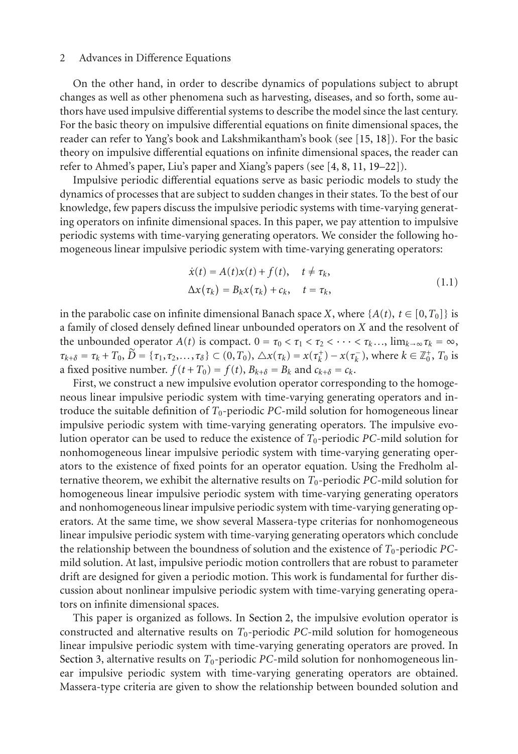On the other hand, in order to describe dynamics of populations subject to abrupt changes as well as other phenomena such as harvesting, diseases, and so forth, some authors have used impulsive differential systems to describe the model since the last century. For the basic theory on impulsive differential equations on finite dimensional spaces, the reader can refer to Yang's book and Lakshmikantham's book (see [15, 18]). For the basic theory on impulsive differential equations on infinite dimensional spaces, the reader can refer to Ahmed's paper, Liu's paper and Xiang's papers (see [4, 8, 11, 19–22]).

Impulsive periodic differential equations serve as basic periodic models to study the dynamics of processes that are subject to sudden changes in their states. To the best of our knowledge, few papers discuss the impulsive periodic systems with time-varying generating operators on infinite dimensional spaces. In this paper, we pay attention to impulsive periodic systems with time-varying generating operators. We consider the following homogeneous linear impulsive periodic system with time-varying generating operators:

$$\begin{aligned}
\dot{x}(t) &= A(t)x(t) + f(t), \quad t \neq \tau_k, \\
\Delta x(\tau_k) &= B_k x(\tau_k) + c_k, \quad t = \tau_k,
\end{aligned} \tag{1.1}$$

in the parabolic case on infinite dimensional Banach space $X$, where $\{A(t),\ t \in [0, T_0]\}$ is a family of closed densely defined linear unbounded operators on $X$ and the resolvent of the unbounded operator $A(t)$ is compact. $0 = \tau_0 < \tau_1 < \tau_2 < \cdots < \tau_k \ldots$, $\lim_{k\to\infty} \tau_k = \infty$, $\tau_{k+\delta} = \tau_k + T_0$, $\widetilde{D} = \{\tau_1, \tau_2, \ldots, \tau_\delta\} \subset (0, T_0)$, $\triangle x(\tau_k) = x(\tau_k^+) - x(\tau_k^-)$, where $k \in \mathbb{Z}_0^+$, $T_0$ is a fixed positive number. $f(t + T_0) = f(t)$, $B_{k+\delta} = B_k$ and $c_{k+\delta} = c_k$.

First, we construct a new impulsive evolution operator corresponding to the homogeneous linear impulsive periodic system with time-varying generating operators and introduce the suitable definition of $T_0$-periodic $PC$-mild solution for homogeneous linear impulsive periodic system with time-varying generating operators. The impulsive evolution operator can be used to reduce the existence of $T_0$-periodic $PC$-mild solution for nonhomogeneous linear impulsive periodic system with time-varying generating operators to the existence of fixed points for an operator equation. Using the Fredholm alternative theorem, we exhibit the alternative results on $T_0$-periodic $PC$-mild solution for homogeneous linear impulsive periodic system with time-varying generating operators and nonhomogeneous linear impulsive periodic system with time-varying generating operators. At the same time, we show several Massera-type criterias for nonhomogeneous linear impulsive periodic system with time-varying generating operators which conclude the relationship between the boundness of solution and the existence of $T_0$-periodic $PC$-mild solution. At last, impulsive periodic motion controllers that are robust to parameter drift are designed for given a periodic motion. This work is fundamental for further discussion about nonlinear impulsive periodic system with time-varying generating operators on infinite dimensional spaces.

This paper is organized as follows. In Section 2, the impulsive evolution operator is constructed and alternative results on $T_0$-periodic $PC$-mild solution for homogeneous linear impulsive periodic system with time-varying generating operators are proved. In Section 3, alternative results on $T_0$-periodic $PC$-mild solution for nonhomogeneous linear impulsive periodic system with time-varying generating operators are obtained. Massera-type criteria are given to show the relationship between bounded solution and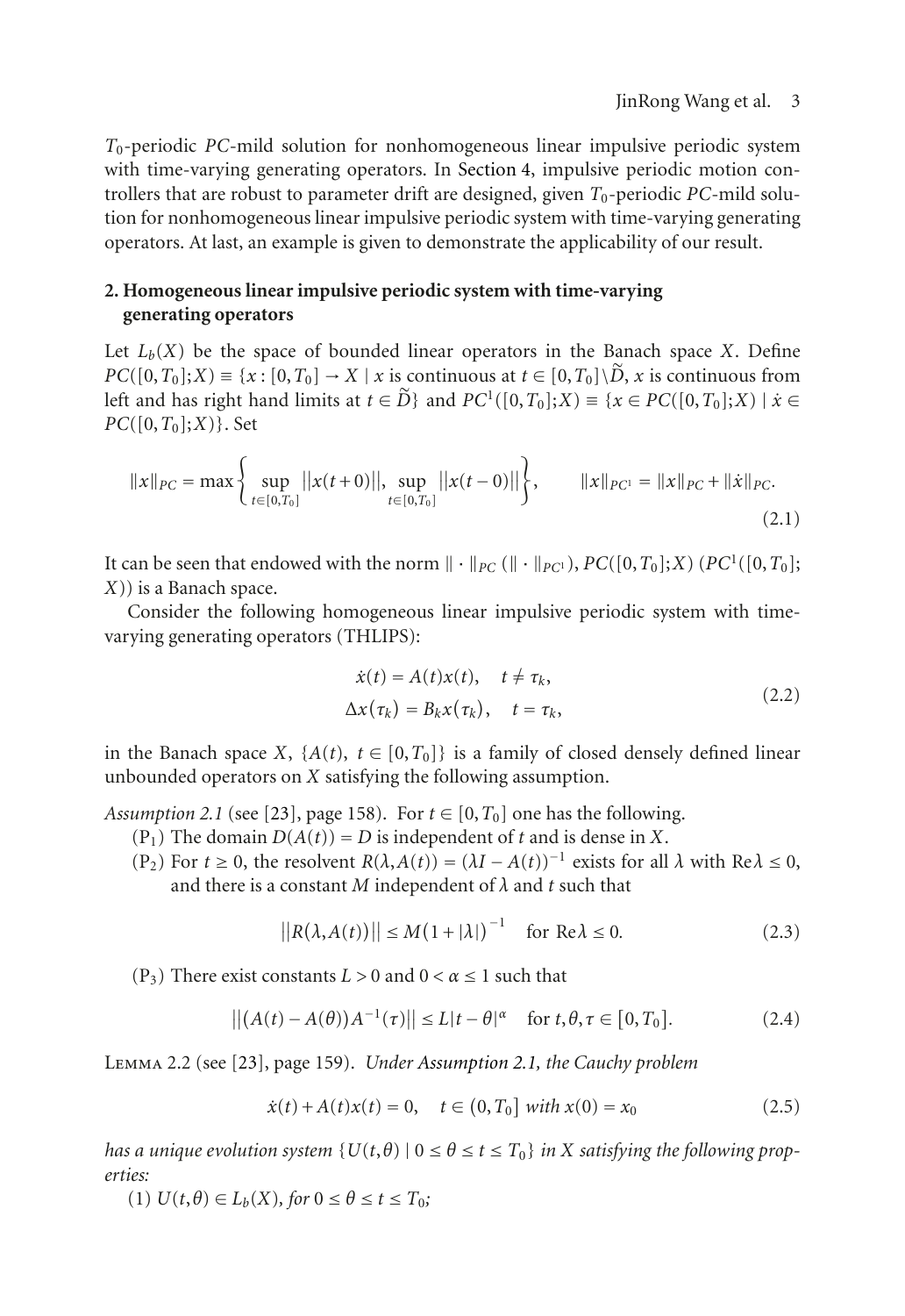$T_0$-periodic $PC$-mild solution for nonhomogeneous linear impulsive periodic system with time-varying generating operators. In Section 4, impulsive periodic motion controllers that are robust to parameter drift are designed, given $T_0$-periodic $PC$-mild solution for nonhomogeneous linear impulsive periodic system with time-varying generating operators. At last, an example is given to demonstrate the applicability of our result.

## 2. Homogeneous linear impulsive periodic system with time-varying generating operators

Let $L_b(X)$ be the space of bounded linear operators in the Banach space $X$. Define $PC([0,T_0];X) \equiv \{x : [0,T_0] \to X \mid x \text{ is continuous at } t \in [0,T_0]\backslash\widetilde{D},\ x \text{ is continuous from left and has right hand limits at } t \in \widetilde{D}\}$ and $PC^1([0,T_0];X) \equiv \{x \in PC([0,T_0];X) \mid \dot{x} \in PC([0,T_0];X)\}$. Set

$$\|x\|_{PC} = \max\left\{\sup_{t\in[0,T_0]}\|x(t+0)\|,\ \sup_{t\in[0,T_0]}\|x(t-0)\|\right\}, \qquad \|x\|_{PC^1} = \|x\|_{PC} + \|\dot{x}\|_{PC}. \tag{2.1}$$

It can be seen that endowed with the norm $\|\cdot\|_{PC}$ ($\|\cdot\|_{PC^1}$), $PC([0,T_0];X)$ ($PC^1([0,T_0];X)$) is a Banach space.

Consider the following homogeneous linear impulsive periodic system with time-varying generating operators (THLIPS):

$$\begin{aligned} \dot{x}(t) &= A(t)x(t), \quad t \neq \tau_k, \\ \Delta x(\tau_k) &= B_k x(\tau_k), \quad t = \tau_k, \end{aligned} \tag{2.2}$$

in the Banach space $X$, $\{A(t),\ t \in [0,T_0]\}$ is a family of closed densely defined linear unbounded operators on $X$ satisfying the following assumption.

*Assumption 2.1* (see [23], page 158). For $t \in [0,T_0]$ one has the following.

($P_1$) The domain $D(A(t)) = D$ is independent of $t$ and is dense in $X$.

($P_2$) For $t \geq 0$, the resolvent $R(\lambda, A(t)) = (\lambda I - A(t))^{-1}$ exists for all $\lambda$ with $\text{Re}\lambda \leq 0$, and there is a constant $M$ independent of $\lambda$ and $t$ such that

$$\|R(\lambda, A(t))\| \leq M(1+|\lambda|)^{-1} \quad \text{for } \text{Re}\lambda \leq 0. \tag{2.3}$$

($P_3$) There exist constants $L > 0$ and $0 < \alpha \leq 1$ such that

$$\|(A(t) - A(\theta))A^{-1}(\tau)\| \leq L|t-\theta|^{\alpha} \quad \text{for } t, \theta, \tau \in [0,T_0]. \tag{2.4}$$

Lemma 2.2 (see [23], page 159). *Under Assumption 2.1, the Cauchy problem*

$$\dot{x}(t) + A(t)x(t) = 0, \quad t \in (0,T_0] \text{ with } x(0) = x_0 \tag{2.5}$$

*has a unique evolution system $\{U(t,\theta) \mid 0 \leq \theta \leq t \leq T_0\}$ in $X$ satisfying the following properties:*

(1) *$U(t,\theta) \in L_b(X)$, for $0 \leq \theta \leq t \leq T_0$;*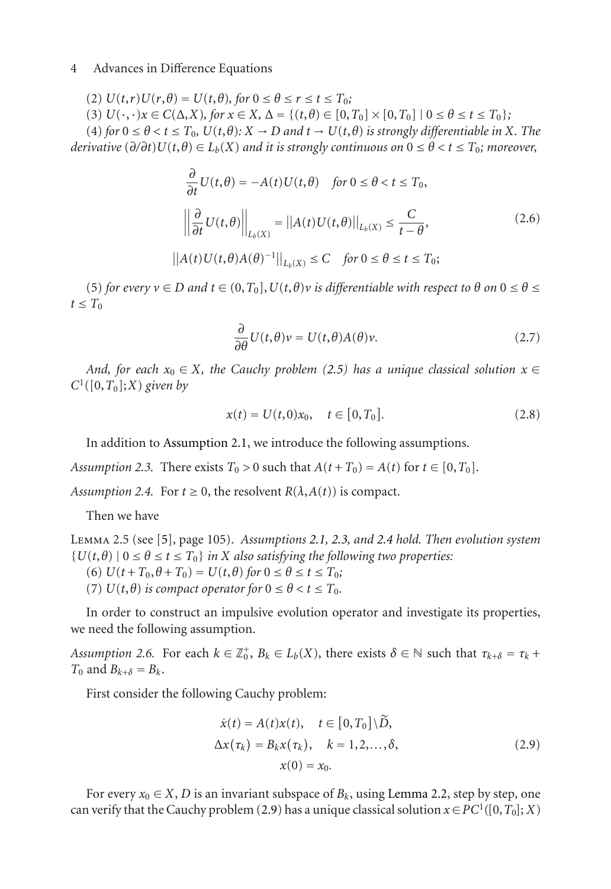(2) $U(t,r)U(r,\theta) = U(t,\theta)$, *for* $0 \leq \theta \leq r \leq t \leq T_0$;

(3) $U(\cdot,\cdot)x \in C(\Delta, X)$, *for* $x \in X$, $\Delta = \{(t,\theta) \in [0,T_0] \times [0,T_0] \mid 0 \leq \theta \leq t \leq T_0\}$;

(4) *for* $0 \leq \theta < t \leq T_0$, $U(t,\theta)\colon X \to D$ *and* $t \to U(t,\theta)$ *is strongly differentiable in* $X$. *The derivative* $(\partial/\partial t)U(t,\theta) \in L_b(X)$ *and it is strongly continuous on* $0 \leq \theta < t \leq T_0$; *moreover,*

$$
\begin{gathered}
\frac{\partial}{\partial t} U(t,\theta) = -A(t)U(t,\theta) \quad \text{for } 0 \leq \theta < t \leq T_0, \\
\left\| \frac{\partial}{\partial t} U(t,\theta) \right\|_{L_b(X)} = \| A(t)U(t,\theta) \|_{L_b(X)} \leq \frac{C}{t-\theta}, \\
\| A(t)U(t,\theta)A(\theta)^{-1} \|_{L_b(X)} \leq C \quad \text{for } 0 \leq \theta \leq t \leq T_0;
\end{gathered}
\tag{2.6}
$$

(5) *for every* $v \in D$ *and* $t \in (0,T_0]$, $U(t,\theta)v$ *is differentiable with respect to* $\theta$ *on* $0 \leq \theta \leq t \leq T_0$

$$
\frac{\partial}{\partial \theta} U(t,\theta)v = U(t,\theta)A(\theta)v. \tag{2.7}
$$

*And, for each* $x_0 \in X$, *the Cauchy problem (2.5) has a unique classical solution* $x \in C^1([0,T_0];X)$ *given by*

$$
x(t) = U(t,0)x_0, \quad t \in [0,T_0]. \tag{2.8}
$$

In addition to Assumption 2.1, we introduce the following assumptions.

*Assumption 2.3.* There exists $T_0 > 0$ such that $A(t+T_0) = A(t)$ for $t \in [0,T_0]$.

*Assumption 2.4.* For $t \geq 0$, the resolvent $R(\lambda, A(t))$ is compact.

Then we have

Lemma 2.5 (see [5], page 105). *Assumptions 2.1, 2.3, and 2.4 hold. Then evolution system* $\{U(t,\theta) \mid 0 \leq \theta \leq t \leq T_0\}$ *in* $X$ *also satisfying the following two properties:*

(6) $U(t+T_0, \theta+T_0) = U(t,\theta)$ *for* $0 \leq \theta \leq t \leq T_0$;

(7) $U(t,\theta)$ *is compact operator for* $0 \leq \theta < t \leq T_0$.

In order to construct an impulsive evolution operator and investigate its properties, we need the following assumption.

*Assumption 2.6.* For each $k \in \mathbb{Z}_0^+$, $B_k \in L_b(X)$, there exists $\delta \in \mathbb{N}$ such that $\tau_{k+\delta} = \tau_k + T_0$ and $B_{k+\delta} = B_k$.

First consider the following Cauchy problem:

$$
\begin{gathered}
\dot{x}(t) = A(t)x(t), \quad t \in [0,T_0] \backslash \widetilde{D}, \\
\Delta x(\tau_k) = B_k x(\tau_k), \quad k = 1,2,\ldots,\delta, \\
x(0) = x_0.
\end{gathered}
\tag{2.9}
$$

For every $x_0 \in X$, $D$ is an invariant subspace of $B_k$, using Lemma 2.2, step by step, one can verify that the Cauchy problem (2.9) has a unique classical solution $x \in PC^1([0,T_0];X)$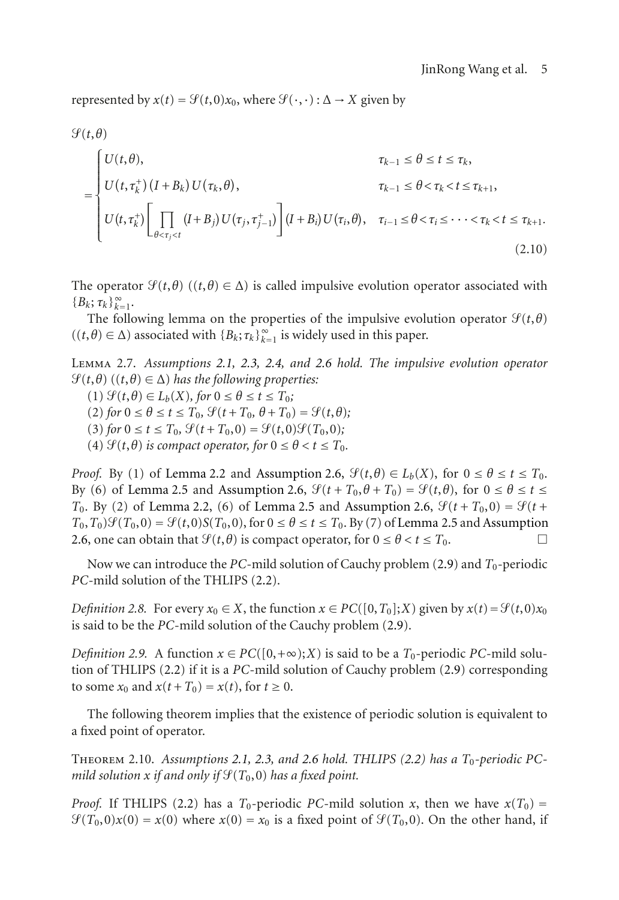represented by $x(t) = \mathcal{S}(t,0)x_0$, where $\mathcal{S}(\cdot,\cdot) : \Delta \to X$ given by

$$
\mathcal{S}(t,\theta) = \begin{cases} U(t,\theta), & \tau_{k-1} \le \theta \le t \le \tau_k, \\ U(t,\tau_k^+)(I+B_k)U(\tau_k,\theta), & \tau_{k-1} \le \theta < \tau_k < t \le \tau_{k+1}, \\ U(t,\tau_k^+)\left[\displaystyle\prod_{\theta<\tau_j<t}(I+B_j)U(\tau_j,\tau_{j-1}^+)\right](I+B_i)U(\tau_i,\theta), & \tau_{i-1} \le \theta < \tau_i \le \cdots < \tau_k < t \le \tau_{k+1}. \end{cases} \tag{2.10}
$$

The operator $\mathcal{S}(t,\theta)$ ($(t,\theta) \in \Delta$) is called impulsive evolution operator associated with $\{B_k;\tau_k\}_{k=1}^{\infty}$.

The following lemma on the properties of the impulsive evolution operator $\mathcal{S}(t,\theta)$ ($(t,\theta) \in \Delta$) associated with $\{B_k;\tau_k\}_{k=1}^{\infty}$ is widely used in this paper.

Lemma 2.7. *Assumptions 2.1, 2.3, 2.4, and 2.6 hold. The impulsive evolution operator $\mathcal{S}(t,\theta)$ ($(t,\theta) \in \Delta$) has the following properties:*

(1) *$\mathcal{S}(t,\theta) \in L_b(X)$, for $0 \le \theta \le t \le T_0$;*

(2) *for $0 \le \theta \le t \le T_0$, $\mathcal{S}(t+T_0,\theta+T_0) = \mathcal{S}(t,\theta)$;*

(3) *for $0 \le t \le T_0$, $\mathcal{S}(t+T_0,0) = \mathcal{S}(t,0)\mathcal{S}(T_0,0)$;*

(4) *$\mathcal{S}(t,\theta)$ is compact operator, for $0 \le \theta < t \le T_0$.*

*Proof.* By (1) of Lemma 2.2 and Assumption 2.6, $\mathcal{S}(t,\theta) \in L_b(X)$, for $0 \le \theta \le t \le T_0$. By (6) of Lemma 2.5 and Assumption 2.6, $\mathcal{S}(t+T_0,\theta+T_0) = \mathcal{S}(t,\theta)$, for $0 \le \theta \le t \le T_0$. By (2) of Lemma 2.2, (6) of Lemma 2.5 and Assumption 2.6, $\mathcal{S}(t+T_0,0) = \mathcal{S}(t+T_0,T_0)\mathcal{S}(T_0,0) = \mathcal{S}(t,0)S(T_0,0)$, for $0 \le \theta \le t \le T_0$. By (7) of Lemma 2.5 and Assumption 2.6, one can obtain that $\mathcal{S}(t,\theta)$ is compact operator, for $0 \le \theta < t \le T_0$. $\square$

Now we can introduce the *PC*-mild solution of Cauchy problem (2.9) and $T_0$-periodic *PC*-mild solution of the THLIPS (2.2).

*Definition 2.8.* For every $x_0 \in X$, the function $x \in PC([0,T_0];X)$ given by $x(t) = \mathcal{S}(t,0)x_0$ is said to be the *PC*-mild solution of the Cauchy problem (2.9).

*Definition 2.9.* A function $x \in PC([0,+\infty);X)$ is said to be a $T_0$-periodic *PC*-mild solution of THLIPS (2.2) if it is a *PC*-mild solution of Cauchy problem (2.9) corresponding to some $x_0$ and $x(t+T_0) = x(t)$, for $t \ge 0$.

The following theorem implies that the existence of periodic solution is equivalent to a fixed point of operator.

Theorem 2.10. *Assumptions 2.1, 2.3, and 2.6 hold. THLIPS (2.2) has a $T_0$-periodic PC-mild solution $x$ if and only if $\mathcal{S}(T_0,0)$ has a fixed point.*

*Proof.* If THLIPS (2.2) has a $T_0$-periodic *PC*-mild solution $x$, then we have $x(T_0) = \mathcal{S}(T_0,0)x(0) = x(0)$ where $x(0) = x_0$ is a fixed point of $\mathcal{S}(T_0,0)$. On the other hand, if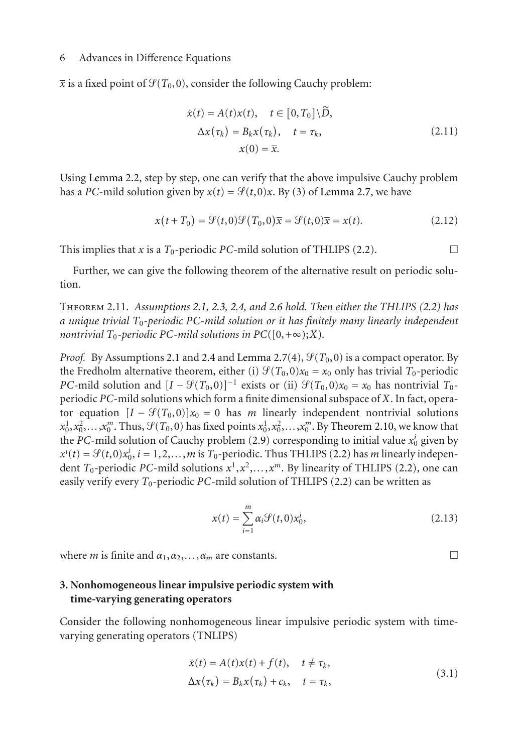$\overline{x}$ is a fixed point of $\mathcal{S}(T_0,0)$, consider the following Cauchy problem:

$$
\begin{aligned}
\dot{x}(t) &= A(t)x(t), \quad t \in [0,T_0]\backslash\widetilde{D}, \\
\Delta x(\tau_k) &= B_k x(\tau_k), \quad t = \tau_k, \\
x(0) &= \overline{x}.
\end{aligned}
\tag{2.11}
$$

Using Lemma 2.2, step by step, one can verify that the above impulsive Cauchy problem has a $PC$-mild solution given by $x(t) = \mathcal{S}(t,0)\overline{x}$. By (3) of Lemma 2.7, we have

$$
x(t+T_0) = \mathcal{S}(t,0)\mathcal{S}(T_0,0)\overline{x} = \mathcal{S}(t,0)\overline{x} = x(t). \tag{2.12}
$$

This implies that $x$ is a $T_0$-periodic $PC$-mild solution of THLIPS (2.2). □

Further, we can give the following theorem of the alternative result on periodic solution.

Theorem 2.11. *Assumptions 2.1, 2.3, 2.4, and 2.6 hold. Then either the THLIPS (2.2) has a unique trivial $T_0$-periodic PC-mild solution or it has finitely many linearly independent nontrivial $T_0$-periodic PC-mild solutions in $PC([0,+\infty);X)$.*

*Proof.* By Assumptions 2.1 and 2.4 and Lemma 2.7(4), $\mathcal{S}(T_0,0)$ is a compact operator. By the Fredholm alternative theorem, either (i) $\mathcal{S}(T_0,0)x_0 = x_0$ only has trivial $T_0$-periodic $PC$-mild solution and $[I - \mathcal{S}(T_0,0)]^{-1}$ exists or (ii) $\mathcal{S}(T_0,0)x_0 = x_0$ has nontrivial $T_0$-periodic $PC$-mild solutions which form a finite dimensional subspace of $X$. In fact, operator equation $[I - \mathcal{S}(T_0,0)]x_0 = 0$ has $m$ linearly independent nontrivial solutions $x_0^1, x_0^2, \ldots, x_0^m$. Thus, $\mathcal{S}(T_0,0)$ has fixed points $x_0^1, x_0^2, \ldots, x_0^m$. By Theorem 2.10, we know that the $PC$-mild solution of Cauchy problem (2.9) corresponding to initial value $x_0^i$ given by $x^i(t) = \mathcal{S}(t,0)x_0^i$, $i = 1,2,\ldots,m$ is $T_0$-periodic. Thus THLIPS (2.2) has $m$ linearly independent $T_0$-periodic $PC$-mild solutions $x^1, x^2, \ldots, x^m$. By linearity of THLIPS (2.2), one can easily verify every $T_0$-periodic $PC$-mild solution of THLIPS (2.2) can be written as

$$
x(t) = \sum_{i=1}^{m} \alpha_i \mathcal{S}(t,0)x_0^i, \tag{2.13}
$$

where $m$ is finite and $\alpha_1, \alpha_2, \ldots, \alpha_m$ are constants. □

## 3. Nonhomogeneous linear impulsive periodic system with time-varying generating operators

Consider the following nonhomogeneous linear impulsive periodic system with time-varying generating operators (TNLIPS)

$$
\begin{aligned}
\dot{x}(t) &= A(t)x(t) + f(t), \quad t \neq \tau_k, \\
\Delta x(\tau_k) &= B_k x(\tau_k) + c_k, \quad t = \tau_k,
\end{aligned}
\tag{3.1}
$$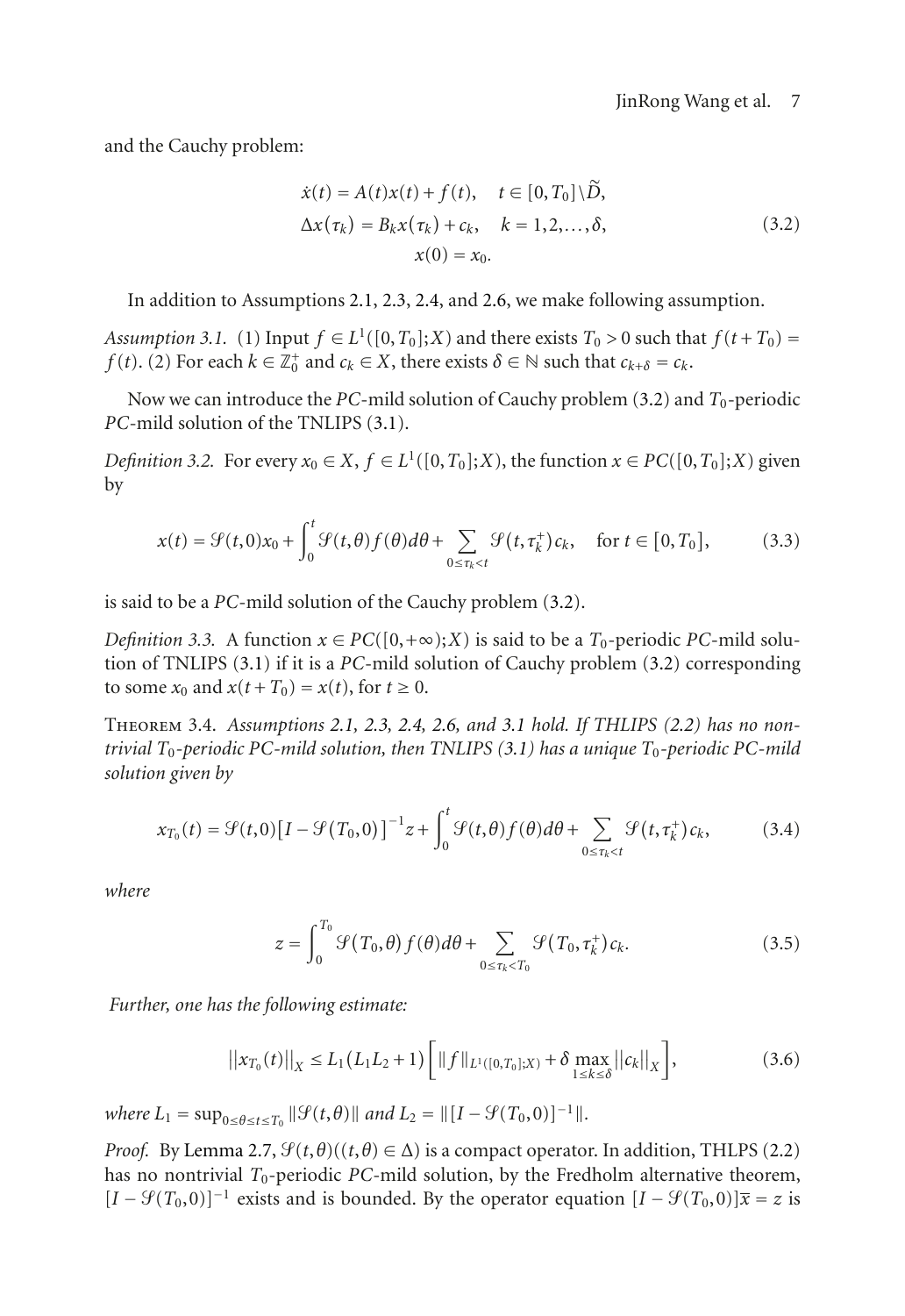and the Cauchy problem:

$$
\begin{aligned}
\dot{x}(t) &= A(t)x(t) + f(t), \quad t \in [0, T_0] \setminus \widetilde{D}, \\
\Delta x(\tau_k) &= B_k x(\tau_k) + c_k, \quad k = 1, 2, \ldots, \delta, \\
x(0) &= x_0.
\end{aligned}
\tag{3.2}
$$

In addition to Assumptions 2.1, 2.3, 2.4, and 2.6, we make following assumption.

*Assumption 3.1.* (1) Input $f \in L^1([0, T_0]; X)$ and there exists $T_0 > 0$ such that $f(t + T_0) = f(t)$. (2) For each $k \in \mathbb{Z}_0^+$ and $c_k \in X$, there exists $\delta \in \mathbb{N}$ such that $c_{k+\delta} = c_k$.

Now we can introduce the *PC*-mild solution of Cauchy problem (3.2) and $T_0$-periodic *PC*-mild solution of the TNLIPS (3.1).

*Definition 3.2.* For every $x_0 \in X$, $f \in L^1([0, T_0]; X)$, the function $x \in PC([0, T_0]; X)$ given by

$$
x(t) = \mathcal{S}(t, 0)x_0 + \int_0^t \mathcal{S}(t, \theta) f(\theta) d\theta + \sum_{0 \le \tau_k < t} \mathcal{S}(t, \tau_k^+) c_k, \quad \text{for } t \in [0, T_0],
\tag{3.3}
$$

is said to be a *PC*-mild solution of the Cauchy problem (3.2).

*Definition 3.3.* A function $x \in PC([0, +\infty); X)$ is said to be a $T_0$-periodic *PC*-mild solution of TNLIPS (3.1) if it is a *PC*-mild solution of Cauchy problem (3.2) corresponding to some $x_0$ and $x(t + T_0) = x(t)$, for $t \ge 0$.

Theorem 3.4. *Assumptions 2.1, 2.3, 2.4, 2.6, and 3.1 hold. If THLIPS (2.2) has no nontrivial $T_0$-periodic PC-mild solution, then TNLIPS (3.1) has a unique $T_0$-periodic PC-mild solution given by*

$$
x_{T_0}(t) = \mathcal{S}(t, 0)\left[I - \mathcal{S}(T_0, 0)\right]^{-1} z + \int_0^t \mathcal{S}(t, \theta) f(\theta) d\theta + \sum_{0 \le \tau_k < t} \mathcal{S}(t, \tau_k^+) c_k,
\tag{3.4}
$$

*where*

$$
z = \int_0^{T_0} \mathcal{S}(T_0, \theta) f(\theta) d\theta + \sum_{0 \le \tau_k < T_0} \mathcal{S}(T_0, \tau_k^+) c_k.
\tag{3.5}
$$

*Further, one has the following estimate:*

$$
\left\| x_{T_0}(t) \right\|_X \le L_1 (L_1 L_2 + 1) \left[ \| f \|_{L^1([0, T_0]; X)} + \delta \max_{1 \le k \le \delta} \left\| c_k \right\|_X \right],
\tag{3.6}
$$

*where* $L_1 = \sup_{0 \le \theta \le t \le T_0} \|\mathcal{S}(t, \theta)\|$ *and* $L_2 = \|[I - \mathcal{S}(T_0, 0)]^{-1}\|$.

*Proof.* By Lemma 2.7, $\mathcal{S}(t, \theta)((t, \theta) \in \Delta)$ is a compact operator. In addition, THLPS (2.2) has no nontrivial $T_0$-periodic *PC*-mild solution, by the Fredholm alternative theorem, $[I - \mathcal{S}(T_0, 0)]^{-1}$ exists and is bounded. By the operator equation $[I - \mathcal{S}(T_0, 0)]\overline{x} = z$ is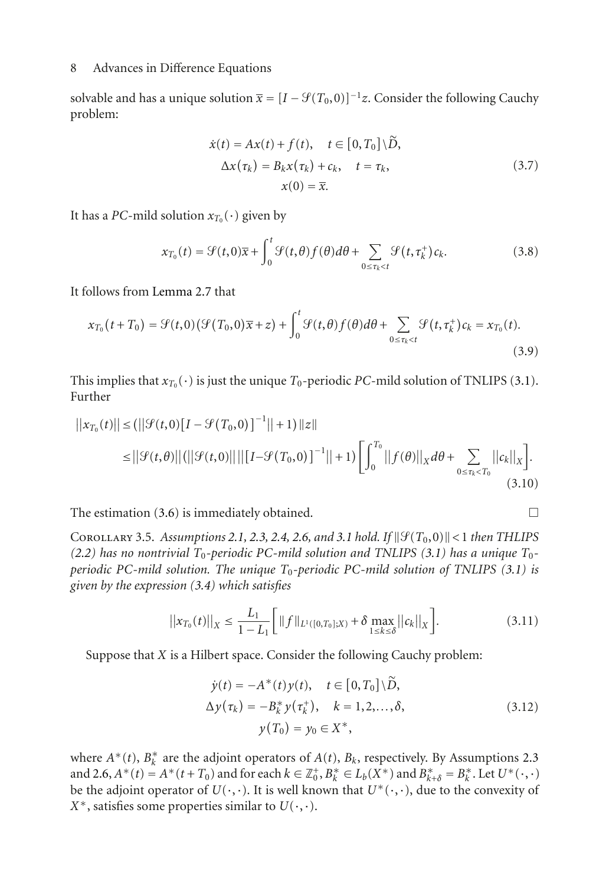solvable and has a unique solution $\overline{x} = [I - \mathcal{S}(T_0, 0)]^{-1} z$. Consider the following Cauchy problem:

$$
\begin{aligned}
\dot{x}(t) &= Ax(t) + f(t), \quad t \in [0, T_0] \setminus \widetilde{D}, \\
\Delta x(\tau_k) &= B_k x(\tau_k) + c_k, \quad t = \tau_k, \\
x(0) &= \overline{x}.
\end{aligned}
\tag{3.7}
$$

It has a *PC*-mild solution $x_{T_0}(\cdot)$ given by

$$
x_{T_0}(t) = \mathcal{S}(t, 0)\overline{x} + \int_0^t \mathcal{S}(t, \theta) f(\theta) d\theta + \sum_{0 \le \tau_k < t} \mathcal{S}(t, \tau_k^+) c_k. \tag{3.8}
$$

It follows from Lemma 2.7 that

$$
x_{T_0}(t + T_0) = \mathcal{S}(t, 0)(\mathcal{S}(T_0, 0)\overline{x} + z) + \int_0^t \mathcal{S}(t, \theta) f(\theta) d\theta + \sum_{0 \le \tau_k < t} \mathcal{S}(t, \tau_k^+) c_k = x_{T_0}(t). \tag{3.9}
$$

This implies that $x_{T_0}(\cdot)$ is just the unique $T_0$-periodic *PC*-mild solution of TNLIPS (3.1). Further

$$
\begin{aligned}
||x_{T_0}(t)|| &\le (||\mathcal{S}(t, 0)[I - \mathcal{S}(T_0, 0)]^{-1}|| + 1) \|z\| \\
&\le ||\mathcal{S}(t, \theta)|| (||\mathcal{S}(t, 0)|| \, ||[I - \mathcal{S}(T_0, 0)]^{-1}|| + 1) \left[ \int_0^{T_0} ||f(\theta)||_X d\theta + \sum_{0 \le \tau_k < T_0} ||c_k||_X \right].
\end{aligned}
\tag{3.10}
$$

The estimation (3.6) is immediately obtained. $\square$

Corollary 3.5. *Assumptions 2.1, 2.3, 2.4, 2.6, and 3.1 hold. If $\|\mathcal{S}(T_0, 0)\| < 1$ then THLIPS (2.2) has no nontrivial $T_0$-periodic PC-mild solution and TNLIPS (3.1) has a unique $T_0$-periodic PC-mild solution. The unique $T_0$-periodic PC-mild solution of TNLIPS (3.1) is given by the expression (3.4) which satisfies*

$$
||x_{T_0}(t)||_X \le \frac{L_1}{1 - L_1} \left[ \|f\|_{L^1([0, T_0]; X)} + \delta \max_{1 \le k \le \delta} ||c_k||_X \right]. \tag{3.11}
$$

Suppose that $X$ is a Hilbert space. Consider the following Cauchy problem:

$$
\begin{aligned}
\dot{y}(t) &= -A^*(t) y(t), \quad t \in [0, T_0] \setminus \widetilde{D}, \\
\Delta y(\tau_k) &= -B_k^* y(\tau_k^+), \quad k = 1, 2, \ldots, \delta, \\
y(T_0) &= y_0 \in X^*,
\end{aligned}
\tag{3.12}
$$

where $A^*(t)$, $B_k^*$ are the adjoint operators of $A(t)$, $B_k$, respectively. By Assumptions 2.3 and 2.6, $A^*(t) = A^*(t + T_0)$ and for each $k \in \mathbb{Z}_0^+$, $B_k^* \in L_b(X^*)$ and $B_{k+\delta}^* = B_k^*$. Let $U^*(\cdot, \cdot)$ be the adjoint operator of $U(\cdot, \cdot)$. It is well known that $U^*(\cdot, \cdot)$, due to the convexity of $X^*$, satisfies some properties similar to $U(\cdot, \cdot)$.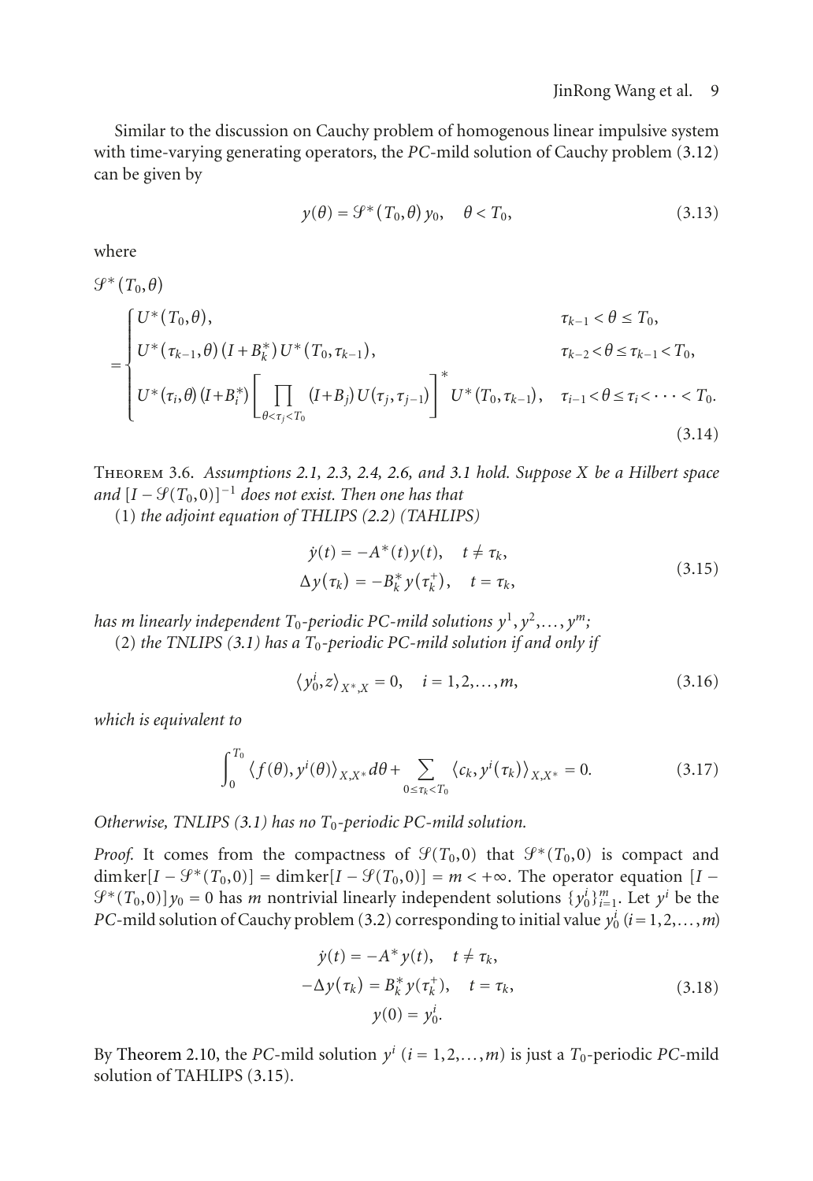Similar to the discussion on Cauchy problem of homogenous linear impulsive system with time-varying generating operators, the $PC$-mild solution of Cauchy problem (3.12) can be given by

$$y(\theta) = \mathcal{S}^*(T_0, \theta) y_0, \quad \theta < T_0, \tag{3.13}$$

where

$$\mathcal{S}^*(T_0,\theta) = \begin{cases} U^*(T_0,\theta), & \tau_{k-1} < \theta \le T_0, \\ U^*(\tau_{k-1},\theta)(I+B_k^*)U^*(T_0,\tau_{k-1}), & \tau_{k-2} < \theta \le \tau_{k-1} < T_0, \\ U^*(\tau_i,\theta)(I+B_i^*)\left[\prod_{\theta<\tau_j<T_0}(I+B_j)U(\tau_j,\tau_{j-1})\right]^* U^*(T_0,\tau_{k-1}), & \tau_{i-1} < \theta \le \tau_i < \cdots < T_0. \end{cases} \tag{3.14}$$

Theorem 3.6. *Assumptions 2.1, 2.3, 2.4, 2.6, and 3.1 hold. Suppose $X$ be a Hilbert space and $[I - \mathcal{S}(T_0, 0)]^{-1}$ does not exist. Then one has that*

(1) *the adjoint equation of THLIPS (2.2) (TAHLIPS)*

$$\begin{aligned} \dot{y}(t) &= -A^*(t)y(t), \quad t \ne \tau_k, \\ \Delta y(\tau_k) &= -B_k^* y(\tau_k^+), \quad t = \tau_k, \end{aligned} \tag{3.15}$$

*has $m$ linearly independent $T_0$-periodic PC-mild solutions $y^1, y^2, \ldots, y^m$;*

(2) *the TNLIPS (3.1) has a $T_0$-periodic PC-mild solution if and only if*

$$\langle y_0^i, z\rangle_{X^*,X} = 0, \quad i = 1,2,\ldots,m, \tag{3.16}$$

*which is equivalent to*

$$\int_0^{T_0} \langle f(\theta), y^i(\theta)\rangle_{X,X^*} d\theta + \sum_{0 \le \tau_k < T_0} \langle c_k, y^i(\tau_k)\rangle_{X,X^*} = 0. \tag{3.17}$$

*Otherwise, TNLIPS (3.1) has no $T_0$-periodic PC-mild solution.*

*Proof.* It comes from the compactness of $\mathcal{S}(T_0, 0)$ that $\mathcal{S}^*(T_0, 0)$ is compact and $\dim\ker[I - \mathcal{S}^*(T_0, 0)] = \dim\ker[I - \mathcal{S}(T_0, 0)] = m < +\infty$. The operator equation $[I - \mathcal{S}^*(T_0, 0)]y_0 = 0$ has $m$ nontrivial linearly independent solutions $\{y_0^i\}_{i=1}^m$. Let $y^i$ be the $PC$-mild solution of Cauchy problem (3.2) corresponding to initial value $y_0^i$ $(i = 1,2,\ldots,m)$

$$\begin{aligned} \dot{y}(t) &= -A^* y(t), \quad t \ne \tau_k, \\ -\Delta y(\tau_k) &= B_k^* y(\tau_k^+), \quad t = \tau_k, \\ y(0) &= y_0^i. \end{aligned} \tag{3.18}$$

By Theorem 2.10, the $PC$-mild solution $y^i$ $(i = 1,2,\ldots,m)$ is just a $T_0$-periodic $PC$-mild solution of TAHLIPS (3.15).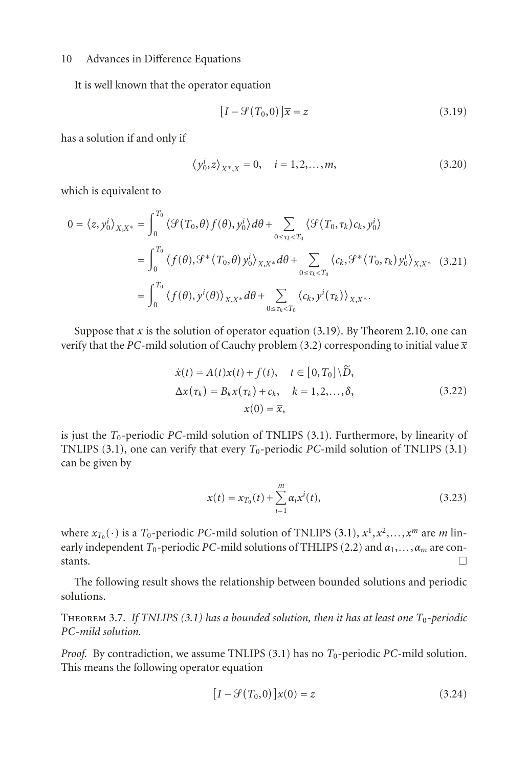It is well known that the operator equation

$$[I - \mathcal{S}(T_0, 0)]\overline{x} = z \tag{3.19}$$

has a solution if and only if

$$\langle y_0^i, z \rangle_{X^*, X} = 0, \quad i = 1, 2, \ldots, m, \tag{3.20}$$

which is equivalent to

$$\begin{aligned} 0 = \langle z, y_0^i \rangle_{X, X^*} &= \int_0^{T_0} \langle \mathcal{S}(T_0, \theta) f(\theta), y_0^i \rangle d\theta + \sum_{0 \le \tau_k < T_0} \langle \mathcal{S}(T_0, \tau_k) c_k, y_0^i \rangle \\ &= \int_0^{T_0} \langle f(\theta), \mathcal{S}^*(T_0, \theta) y_0^i \rangle_{X, X^*} d\theta + \sum_{0 \le \tau_k < T_0} \langle c_k, \mathcal{S}^*(T_0, \tau_k) y_0^i \rangle_{X, X^*} \\ &= \int_0^{T_0} \langle f(\theta), y^i(\theta) \rangle_{X, X^*} d\theta + \sum_{0 \le \tau_k < T_0} \langle c_k, y^i(\tau_k) \rangle_{X, X^*}. \end{aligned} \tag{3.21}$$

Suppose that $\overline{x}$ is the solution of operator equation (3.19). By Theorem 2.10, one can verify that the *PC*-mild solution of Cauchy problem (3.2) corresponding to initial value $\overline{x}$

$$\begin{gathered} \dot{x}(t) = A(t)x(t) + f(t), \quad t \in [0, T_0] \setminus \widetilde{D}, \\ \Delta x(\tau_k) = B_k x(\tau_k) + c_k, \quad k = 1, 2, \ldots, \delta, \\ x(0) = \overline{x}, \end{gathered} \tag{3.22}$$

is just the $T_0$-periodic *PC*-mild solution of TNLIPS (3.1). Furthermore, by linearity of TNLIPS (3.1), one can verify that every $T_0$-periodic *PC*-mild solution of TNLIPS (3.1) can be given by

$$x(t) = x_{T_0}(t) + \sum_{i=1}^{m} \alpha_i x^i(t), \tag{3.23}$$

where $x_{T_0}(\cdot)$ is a $T_0$-periodic *PC*-mild solution of TNLIPS (3.1), $x^1, x^2, \ldots, x^m$ are $m$ linearly independent $T_0$-periodic *PC*-mild solutions of THLIPS (2.2) and $\alpha_1, \ldots, \alpha_m$ are constants. □

The following result shows the relationship between bounded solutions and periodic solutions.

Theorem 3.7. *If TNLIPS (3.1) has a bounded solution, then it has at least one $T_0$-periodic PC-mild solution.*

*Proof.* By contradiction, we assume TNLIPS (3.1) has no $T_0$-periodic *PC*-mild solution. This means the following operator equation

$$[I - \mathcal{S}(T_0, 0)]x(0) = z \tag{3.24}$$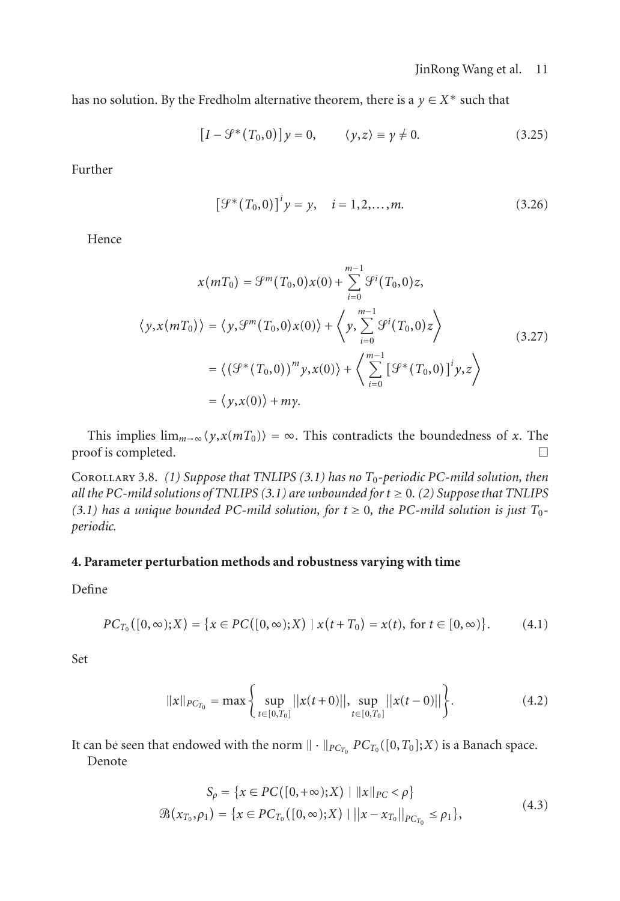has no solution. By the Fredholm alternative theorem, there is a $y \in X^*$ such that

$$[I - \mathcal{S}^*(T_0, 0)]y = 0, \qquad \langle y, z \rangle \equiv \gamma \neq 0. \tag{3.25}$$

Further

$$[\mathcal{S}^*(T_0, 0)]^i y = y, \quad i = 1, 2, \ldots, m. \tag{3.26}$$

Hence

$$\begin{aligned} x(mT_0) &= \mathcal{S}^m(T_0, 0)x(0) + \sum_{i=0}^{m-1} \mathcal{S}^i(T_0, 0)z, \\ \langle y, x(mT_0) \rangle &= \langle y, \mathcal{S}^m(T_0, 0)x(0) \rangle + \left\langle y, \sum_{i=0}^{m-1} \mathcal{S}^i(T_0, 0)z \right\rangle \\ &= \langle (\mathcal{S}^*(T_0, 0))^m y, x(0) \rangle + \left\langle \sum_{i=0}^{m-1} [\mathcal{S}^*(T_0, 0)]^i y, z \right\rangle \\ &= \langle y, x(0) \rangle + m\gamma. \end{aligned} \tag{3.27}$$

This implies $\lim_{m\to\infty} \langle y, x(mT_0) \rangle = \infty$. This contradicts the boundedness of $x$. The proof is completed. □

Corollary 3.8. *(1) Suppose that TNLIPS (3.1) has no $T_0$-periodic PC-mild solution, then all the PC-mild solutions of TNLIPS (3.1) are unbounded for $t \geq 0$. (2) Suppose that TNLIPS (3.1) has a unique bounded PC-mild solution, for $t \geq 0$, the PC-mild solution is just $T_0$-periodic.*

## 4. Parameter perturbation methods and robustness varying with time

Define

$$PC_{T_0}([0, \infty); X) = \{x \in PC([0, \infty); X) \mid x(t + T_0) = x(t), \text{ for } t \in [0, \infty)\}. \tag{4.1}$$

Set

$$\|x\|_{PC_{T_0}} = \max\left\{ \sup_{t\in[0,T_0]} ||x(t+0)||, \sup_{t\in[0,T_0]} ||x(t-0)|| \right\}. \tag{4.2}$$

It can be seen that endowed with the norm $\| \cdot \|_{PC_{T_0}}$ $PC_{T_0}([0, T_0]; X)$ is a Banach space.

Denote

$$\begin{aligned} S_\rho &= \{x \in PC([0, +\infty); X) \mid \|x\|_{PC} < \rho\} \\ \mathcal{B}(x_{T_0}, \rho_1) &= \{x \in PC_{T_0}([0, \infty); X) \mid ||x - x_{T_0}||_{PC_{T_0}} \leq \rho_1\}, \end{aligned} \tag{4.3}$$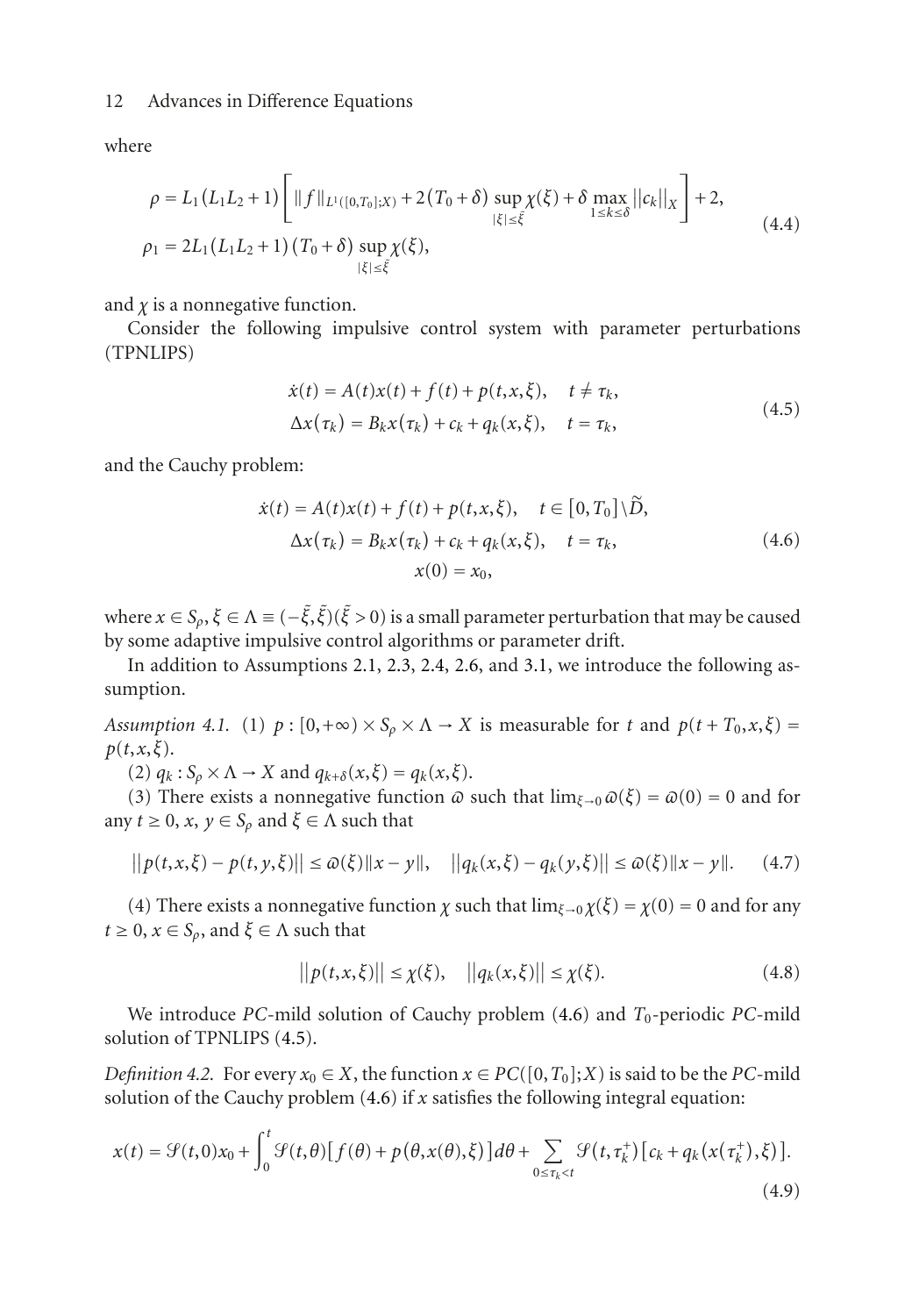where

$$\rho = L_1(L_1L_2+1)\left[\|f\|_{L^1([0,T_0];X)} + 2(T_0+\delta)\sup_{|\xi|\le\bar{\xi}}\chi(\xi) + \delta\max_{1\le k\le\delta}\|c_k\|_X\right] + 2,$$
$$\rho_1 = 2L_1(L_1L_2+1)(T_0+\delta)\sup_{|\xi|\le\bar{\xi}}\chi(\xi), \tag{4.4}$$

and $\chi$ is a nonnegative function.

Consider the following impulsive control system with parameter perturbations (TPNLIPS)

$$\begin{aligned}\dot{x}(t) &= A(t)x(t) + f(t) + p(t,x,\xi), \quad t \ne \tau_k,\\ \Delta x(\tau_k) &= B_k x(\tau_k) + c_k + q_k(x,\xi), \quad t = \tau_k,\end{aligned} \tag{4.5}$$

and the Cauchy problem:

$$\begin{aligned}\dot{x}(t) &= A(t)x(t) + f(t) + p(t,x,\xi), \quad t \in [0,T_0]\backslash\widetilde{D},\\ \Delta x(\tau_k) &= B_k x(\tau_k) + c_k + q_k(x,\xi), \quad t = \tau_k,\\ x(0) &= x_0,\end{aligned} \tag{4.6}$$

where $x \in S_\rho$, $\xi \in \Lambda \equiv (-\bar{\xi},\bar{\xi})(\bar{\xi} > 0)$ is a small parameter perturbation that may be caused by some adaptive impulsive control algorithms or parameter drift.

In addition to Assumptions 2.1, 2.3, 2.4, 2.6, and 3.1, we introduce the following assumption.

*Assumption 4.1.* (1) $p : [0,+\infty)\times S_\rho\times\Lambda \to X$ is measurable for $t$ and $p(t+T_0,x,\xi) = p(t,x,\xi)$.

(2) $q_k : S_\rho\times\Lambda \to X$ and $q_{k+\delta}(x,\xi) = q_k(x,\xi)$.

(3) There exists a nonnegative function $\varpi$ such that $\lim_{\xi\to 0}\varpi(\xi) = \varpi(0) = 0$ and for any $t \ge 0$, $x$, $y \in S_\rho$ and $\xi \in \Lambda$ such that

$$\|p(t,x,\xi) - p(t,y,\xi)\| \le \varpi(\xi)\|x-y\|, \quad \|q_k(x,\xi) - q_k(y,\xi)\| \le \varpi(\xi)\|x-y\|. \tag{4.7}$$

(4) There exists a nonnegative function $\chi$ such that $\lim_{\xi\to 0}\chi(\xi) = \chi(0) = 0$ and for any $t \ge 0$, $x \in S_\rho$, and $\xi \in \Lambda$ such that

$$\|p(t,x,\xi)\| \le \chi(\xi), \quad \|q_k(x,\xi)\| \le \chi(\xi). \tag{4.8}$$

We introduce $PC$-mild solution of Cauchy problem (4.6) and $T_0$-periodic $PC$-mild solution of TPNLIPS (4.5).

*Definition 4.2.* For every $x_0 \in X$, the function $x \in PC([0,T_0];X)$ is said to be the $PC$-mild solution of the Cauchy problem (4.6) if $x$ satisfies the following integral equation:

$$x(t) = \mathcal{S}(t,0)x_0 + \int_0^t \mathcal{S}(t,\theta)\left[f(\theta) + p(\theta,x(\theta),\xi)\right]d\theta + \sum_{0\le\tau_k<t}\mathcal{S}(t,\tau_k^+)\left[c_k + q_k(x(\tau_k^+),\xi)\right]. \tag{4.9}$$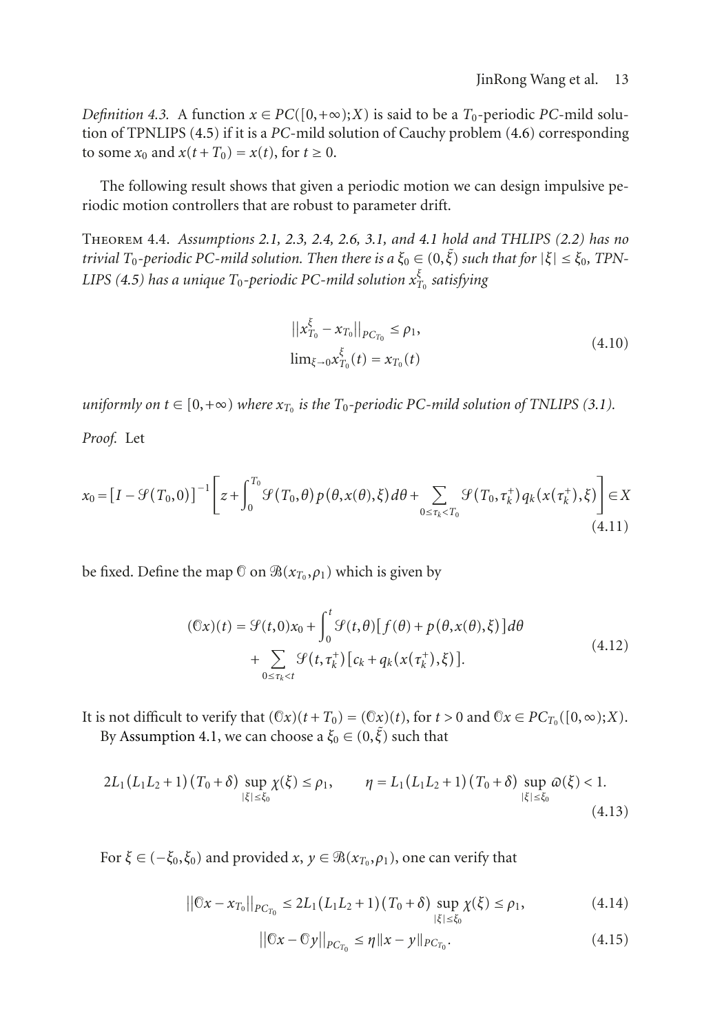*Definition 4.3.* A function $x \in PC([0,+\infty);X)$ is said to be a $T_0$-periodic $PC$-mild solution of TPNLIPS (4.5) if it is a $PC$-mild solution of Cauchy problem (4.6) corresponding to some $x_0$ and $x(t+T_0) = x(t)$, for $t \geq 0$.

The following result shows that given a periodic motion we can design impulsive periodic motion controllers that are robust to parameter drift.

Theorem 4.4. *Assumptions 2.1, 2.3, 2.4, 2.6, 3.1, and 4.1 hold and THLIPS (2.2) has no trivial $T_0$-periodic PC-mild solution. Then there is a $\xi_0 \in (0,\tilde{\xi})$ such that for $|\xi| \leq \xi_0$, TPNLIPS (4.5) has a unique $T_0$-periodic PC-mild solution $x^{\xi}_{T_0}$ satisfying*

$$
\begin{gathered}
\|x^{\xi}_{T_0} - x_{T_0}\|_{PC_{T_0}} \leq \rho_1, \\
\lim_{\xi\to 0} x^{\xi}_{T_0}(t) = x_{T_0}(t)
\end{gathered}
\tag{4.10}
$$

*uniformly on $t \in [0,+\infty)$ where $x_{T_0}$ is the $T_0$-periodic PC-mild solution of TNLIPS (3.1).*

*Proof.* Let

$$
x_0 = [I - \mathcal{S}(T_0,0)]^{-1}\left[z + \int_0^{T_0} \mathcal{S}(T_0,\theta)p(\theta,x(\theta),\xi)\,d\theta + \sum_{0\leq \tau_k < T_0} \mathcal{S}(T_0,\tau_k^+)q_k(x(\tau_k^+),\xi)\right] \in X
\tag{4.11}
$$

be fixed. Define the map $\mathbb{O}$ on $\mathcal{B}(x_{T_0},\rho_1)$ which is given by

$$
\begin{aligned}
(\mathbb{O}x)(t) = {} & \mathcal{S}(t,0)x_0 + \int_0^t \mathcal{S}(t,\theta)[f(\theta) + p(\theta,x(\theta),\xi)]\,d\theta \\
& + \sum_{0\leq \tau_k < t} \mathcal{S}(t,\tau_k^+)[c_k + q_k(x(\tau_k^+),\xi)].
\end{aligned}
\tag{4.12}
$$

It is not difficult to verify that $(\mathbb{O}x)(t+T_0) = (\mathbb{O}x)(t)$, for $t > 0$ and $\mathbb{O}x \in PC_{T_0}([0,\infty);X)$.

By Assumption 4.1, we can choose a $\xi_0 \in (0,\tilde{\xi})$ such that

$$
2L_1(L_1L_2+1)(T_0+\delta)\sup_{|\xi|\leq\xi_0}\chi(\xi) \leq \rho_1, \qquad \eta = L_1(L_1L_2+1)(T_0+\delta)\sup_{|\xi|\leq\xi_0}\varpi(\xi) < 1.
\tag{4.13}
$$

For $\xi \in (-\xi_0,\xi_0)$ and provided $x, y \in \mathcal{B}(x_{T_0},\rho_1)$, one can verify that

$$
\|\mathbb{O}x - x_{T_0}\|_{PC_{T_0}} \leq 2L_1(L_1L_2+1)(T_0+\delta)\sup_{|\xi|\leq\xi_0}\chi(\xi) \leq \rho_1,
\tag{4.14}
$$

$$
\|\mathbb{O}x - \mathbb{O}y\|_{PC_{T_0}} \leq \eta\|x-y\|_{PC_{T_0}}.
\tag{4.15}
$$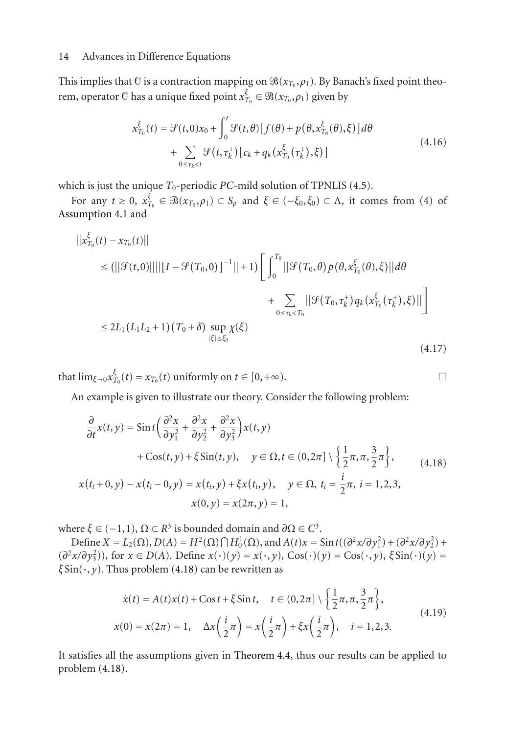This implies that $\mathbb{O}$ is a contraction mapping on $\mathcal{B}(x_{T_0}, \rho_1)$. By Banach's fixed point theorem, operator $\mathbb{O}$ has a unique fixed point $x_{T_0}^{\xi} \in \mathcal{B}(x_{T_0}, \rho_1)$ given by

$$
\begin{aligned}
x_{T_0}^{\xi}(t) = \mathcal{S}(t,0)x_0 + \int_0^t \mathcal{S}(t,\theta)\left[f(\theta) + p\left(\theta, x_{T_0}^{\xi}(\theta), \xi\right)\right] d\theta \\
+ \sum_{0 \le \tau_k < t} \mathcal{S}(t, \tau_k^+)\left[c_k + q_k\left(x_{T_0}^{\xi}(\tau_k^+), \xi\right)\right]
\end{aligned}
\tag{4.16}
$$

which is just the unique $T_0$-periodic $PC$-mild solution of TPNLIS (4.5).

For any $t \ge 0$, $x_{T_0}^{\xi} \in \mathcal{B}(x_{T_0}, \rho_1) \subset S_\rho$ and $\xi \in (-\xi_0, \xi_0) \subset \Lambda$, it comes from (4) of Assumption 4.1 and

$$
\begin{aligned}
&\left\|x_{T_0}^{\xi}(t) - x_{T_0}(t)\right\| \\
&\quad \le \left(\|\mathcal{S}(t,0)\|\left\|\left[I - \mathcal{S}(T_0,0)\right]^{-1}\right\| + 1\right)\left[\int_0^{T_0}\left\|\mathcal{S}(T_0,\theta)p\left(\theta, x_{T_0}^{\xi}(\theta), \xi\right)\right\| d\theta \right. \\
&\qquad \left. + \sum_{0 \le \tau_k < T_0}\left\|\mathcal{S}(T_0, \tau_k^+)q_k\left(x_{T_0}^{\xi}(\tau_k^+), \xi\right)\right\|\right] \\
&\quad \le 2L_1(L_1L_2 + 1)(T_0 + \delta)\sup_{|\xi| \le \xi_0}\chi(\xi)
\end{aligned}
\tag{4.17}
$$

that $\lim_{\xi \to 0} x_{T_0}^{\xi}(t) = x_{T_0}(t)$ uniformly on $t \in [0, +\infty)$. □

An example is given to illustrate our theory. Consider the following problem:

$$
\begin{aligned}
\frac{\partial}{\partial t}x(t,y) &= \operatorname{Sin} t\left(\frac{\partial^2 x}{\partial y_1^2} + \frac{\partial^2 x}{\partial y_2^2} + \frac{\partial^2 x}{\partial y_3^2}\right)x(t,y) \\
&\quad + \operatorname{Cos}(t,y) + \xi \operatorname{Sin}(t,y), \quad y \in \Omega, t \in (0, 2\pi] \setminus \left\{\frac{1}{2}\pi, \pi, \frac{3}{2}\pi\right\}, \\
x(t_i + 0, y) - x(t_i - 0, y) &= x(t_i, y) + \xi x(t_i, y), \quad y \in \Omega,\ t_i = \frac{i}{2}\pi,\ i = 1, 2, 3, \\
x(0, y) &= x(2\pi, y) = 1,
\end{aligned}
\tag{4.18}
$$

where $\xi \in (-1, 1)$, $\Omega \subset R^3$ is bounded domain and $\partial\Omega \in C^3$.

Define $X = L_2(\Omega)$, $D(A) = H^2(\Omega) \bigcap H_0^1(\Omega)$, and $A(t)x = \operatorname{Sin} t((\partial^2 x/\partial y_1^2) + (\partial^2 x/\partial y_2^2) + (\partial^2 x/\partial y_3^2))$, for $x \in D(A)$. Define $x(\cdot)(y) = x(\cdot, y)$, $\operatorname{Cos}(\cdot)(y) = \operatorname{Cos}(\cdot, y)$, $\xi \operatorname{Sin}(\cdot)(y) = \xi \operatorname{Sin}(\cdot, y)$. Thus problem (4.18) can be rewritten as

$$
\begin{aligned}
\dot{x}(t) &= A(t)x(t) + \operatorname{Cos} t + \xi \operatorname{Sin} t, \quad t \in (0, 2\pi] \setminus \left\{\frac{1}{2}\pi, \pi, \frac{3}{2}\pi\right\}, \\
x(0) &= x(2\pi) = 1, \quad \Delta x\left(\frac{i}{2}\pi\right) = x\left(\frac{i}{2}\pi\right) + \xi x\left(\frac{i}{2}\pi\right), \quad i = 1, 2, 3.
\end{aligned}
\tag{4.19}
$$

It satisfies all the assumptions given in Theorem 4.4, thus our results can be applied to problem (4.18).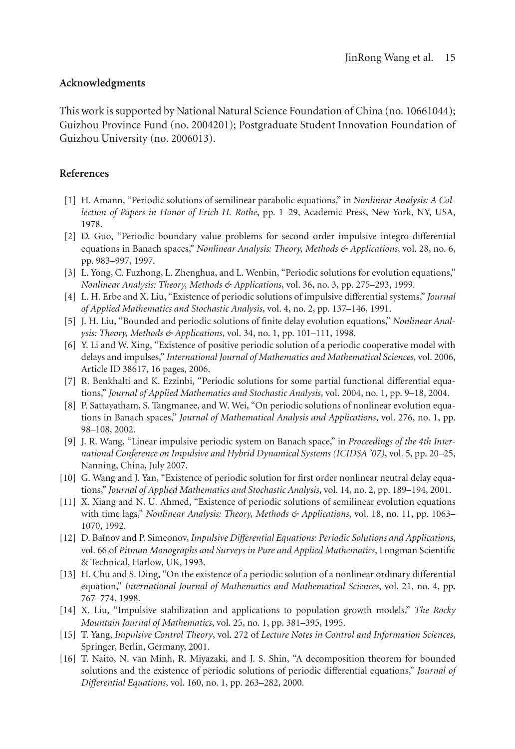## Acknowledgments

This work is supported by National Natural Science Foundation of China (no. 10661044); Guizhou Province Fund (no. 2004201); Postgraduate Student Innovation Foundation of Guizhou University (no. 2006013).

## References

[1] H. Amann, "Periodic solutions of semilinear parabolic equations," in *Nonlinear Analysis: A Collection of Papers in Honor of Erich H. Rothe*, pp. 1–29, Academic Press, New York, NY, USA, 1978.

[2] D. Guo, "Periodic boundary value problems for second order impulsive integro-differential equations in Banach spaces," *Nonlinear Analysis: Theory, Methods & Applications*, vol. 28, no. 6, pp. 983–997, 1997.

[3] L. Yong, C. Fuzhong, L. Zhenghua, and L. Wenbin, "Periodic solutions for evolution equations," *Nonlinear Analysis: Theory, Methods & Applications*, vol. 36, no. 3, pp. 275–293, 1999.

[4] L. H. Erbe and X. Liu, "Existence of periodic solutions of impulsive differential systems," *Journal of Applied Mathematics and Stochastic Analysis*, vol. 4, no. 2, pp. 137–146, 1991.

[5] J. H. Liu, "Bounded and periodic solutions of finite delay evolution equations," *Nonlinear Analysis: Theory, Methods & Applications*, vol. 34, no. 1, pp. 101–111, 1998.

[6] Y. Li and W. Xing, "Existence of positive periodic solution of a periodic cooperative model with delays and impulses," *International Journal of Mathematics and Mathematical Sciences*, vol. 2006, Article ID 38617, 16 pages, 2006.

[7] R. Benkhalti and K. Ezzinbi, "Periodic solutions for some partial functional differential equations," *Journal of Applied Mathematics and Stochastic Analysis*, vol. 2004, no. 1, pp. 9–18, 2004.

[8] P. Sattayatham, S. Tangmanee, and W. Wei, "On periodic solutions of nonlinear evolution equations in Banach spaces," *Journal of Mathematical Analysis and Applications*, vol. 276, no. 1, pp. 98–108, 2002.

[9] J. R. Wang, "Linear impulsive periodic system on Banach space," in *Proceedings of the 4th International Conference on Impulsive and Hybrid Dynamical Systems (ICIDSA '07)*, vol. 5, pp. 20–25, Nanning, China, July 2007.

[10] G. Wang and J. Yan, "Existence of periodic solution for first order nonlinear neutral delay equations," *Journal of Applied Mathematics and Stochastic Analysis*, vol. 14, no. 2, pp. 189–194, 2001.

[11] X. Xiang and N. U. Ahmed, "Existence of periodic solutions of semilinear evolution equations with time lags," *Nonlinear Analysis: Theory, Methods & Applications*, vol. 18, no. 11, pp. 1063–1070, 1992.

[12] D. Baĭnov and P. Simeonov, *Impulsive Differential Equations: Periodic Solutions and Applications*, vol. 66 of *Pitman Monographs and Surveys in Pure and Applied Mathematics*, Longman Scientific & Technical, Harlow, UK, 1993.

[13] H. Chu and S. Ding, "On the existence of a periodic solution of a nonlinear ordinary differential equation," *International Journal of Mathematics and Mathematical Sciences*, vol. 21, no. 4, pp. 767–774, 1998.

[14] X. Liu, "Impulsive stabilization and applications to population growth models," *The Rocky Mountain Journal of Mathematics*, vol. 25, no. 1, pp. 381–395, 1995.

[15] T. Yang, *Impulsive Control Theory*, vol. 272 of *Lecture Notes in Control and Information Sciences*, Springer, Berlin, Germany, 2001.

[16] T. Naito, N. van Minh, R. Miyazaki, and J. S. Shin, "A decomposition theorem for bounded solutions and the existence of periodic solutions of periodic differential equations," *Journal of Differential Equations*, vol. 160, no. 1, pp. 263–282, 2000.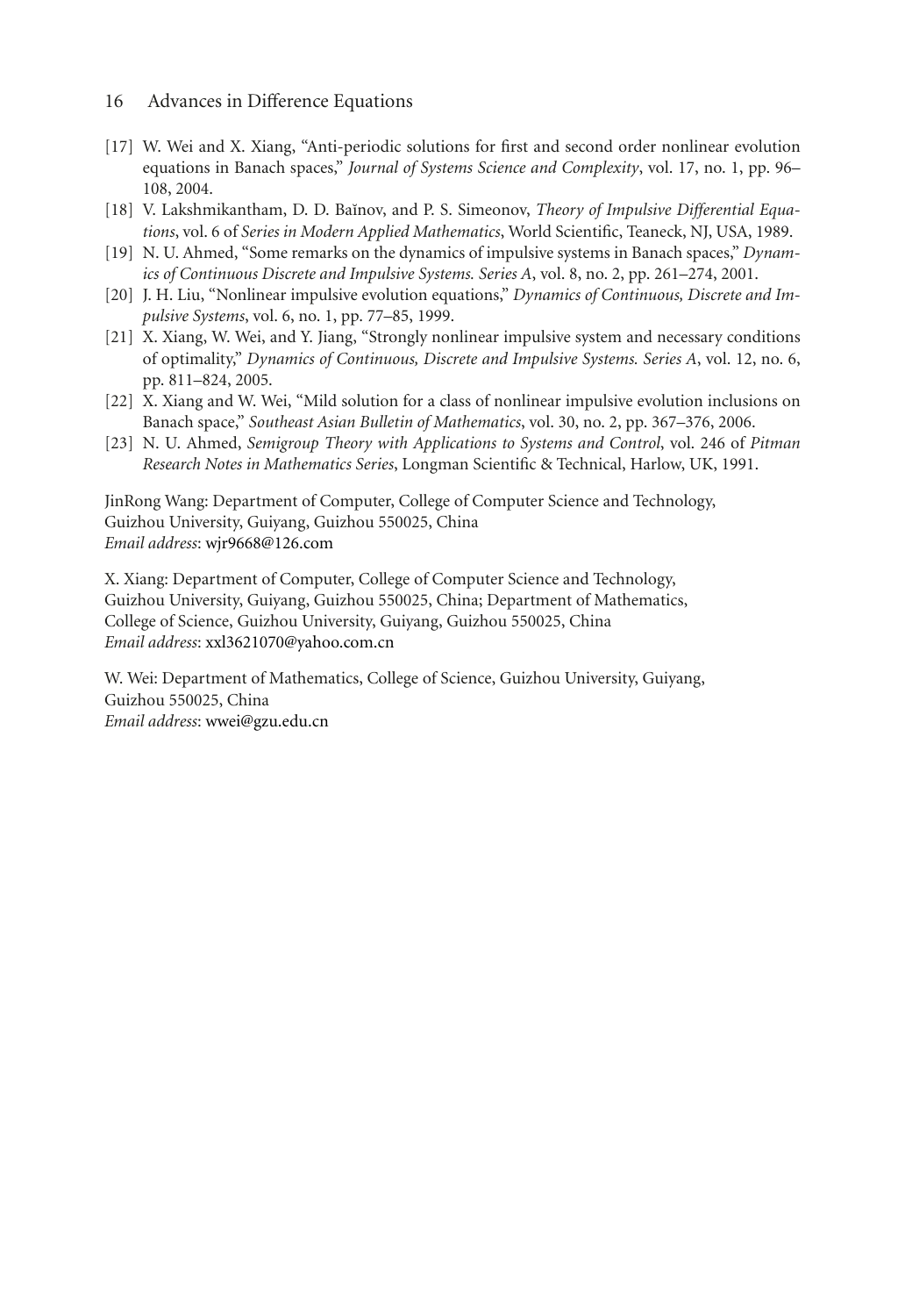[17] W. Wei and X. Xiang, "Anti-periodic solutions for first and second order nonlinear evolution equations in Banach spaces," *Journal of Systems Science and Complexity*, vol. 17, no. 1, pp. 96–108, 2004.

[18] V. Lakshmikantham, D. D. Baĭnov, and P. S. Simeonov, *Theory of Impulsive Differential Equations*, vol. 6 of *Series in Modern Applied Mathematics*, World Scientific, Teaneck, NJ, USA, 1989.

[19] N. U. Ahmed, "Some remarks on the dynamics of impulsive systems in Banach spaces," *Dynamics of Continuous Discrete and Impulsive Systems. Series A*, vol. 8, no. 2, pp. 261–274, 2001.

[20] J. H. Liu, "Nonlinear impulsive evolution equations," *Dynamics of Continuous, Discrete and Impulsive Systems*, vol. 6, no. 1, pp. 77–85, 1999.

[21] X. Xiang, W. Wei, and Y. Jiang, "Strongly nonlinear impulsive system and necessary conditions of optimality," *Dynamics of Continuous, Discrete and Impulsive Systems. Series A*, vol. 12, no. 6, pp. 811–824, 2005.

[22] X. Xiang and W. Wei, "Mild solution for a class of nonlinear impulsive evolution inclusions on Banach space," *Southeast Asian Bulletin of Mathematics*, vol. 30, no. 2, pp. 367–376, 2006.

[23] N. U. Ahmed, *Semigroup Theory with Applications to Systems and Control*, vol. 246 of *Pitman Research Notes in Mathematics Series*, Longman Scientific & Technical, Harlow, UK, 1991.

JinRong Wang: Department of Computer, College of Computer Science and Technology, Guizhou University, Guiyang, Guizhou 550025, China
*Email address*: wjr9668@126.com

X. Xiang: Department of Computer, College of Computer Science and Technology, Guizhou University, Guiyang, Guizhou 550025, China; Department of Mathematics, College of Science, Guizhou University, Guiyang, Guizhou 550025, China
*Email address*: xxl3621070@yahoo.com.cn

W. Wei: Department of Mathematics, College of Science, Guizhou University, Guiyang, Guizhou 550025, China
*Email address*: wwei@gzu.edu.cn